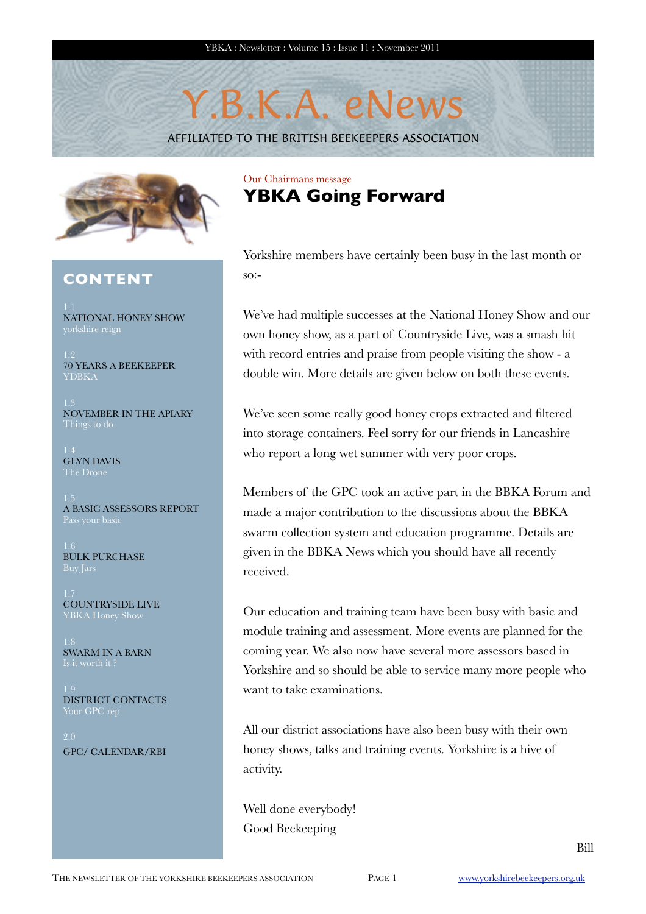# Y.B.K.A. eNews

AFFILIATED TO THE BRITISH BEEKEEPERS ASSOCIATION

## CONTENT

1.1
NATIONAL HONEY SHOW
yorkshire reign

1.2
70 YEARS A BEEKEEPER
YDBKA

1.3
NOVEMBER IN THE APIARY
Things to do

1.4
GLYN DAVIS
The Drone

1.5
A BASIC ASSESSORS REPORT
Pass your basic

1.6
BULK PURCHASE
Buy Jars

1.7
COUNTRYSIDE LIVE
YBKA Honey Show

1.8
SWARM IN A BARN
Is it worth it ?

1.9
DISTRICT CONTACTS
Your GPC rep.

2.0
GPC/ CALENDAR/RBI

Our Chairmans message

## YBKA Going Forward

Yorkshire members have certainly been busy in the last month or so:-

We've had multiple successes at the National Honey Show and our own honey show, as a part of Countryside Live, was a smash hit with record entries and praise from people visiting the show - a double win. More details are given below on both these events.

We've seen some really good honey crops extracted and filtered into storage containers. Feel sorry for our friends in Lancashire who report a long wet summer with very poor crops.

Members of the GPC took an active part in the BBKA Forum and made a major contribution to the discussions about the BBKA swarm collection system and education programme. Details are given in the BBKA News which you should have all recently received.

Our education and training team have been busy with basic and module training and assessment. More events are planned for the coming year. We also now have several more assessors based in Yorkshire and so should be able to service many more people who want to take examinations.

All our district associations have also been busy with their own honey shows, talks and training events. Yorkshire is a hive of activity.

Well done everybody!
Good Beekeeping

Bill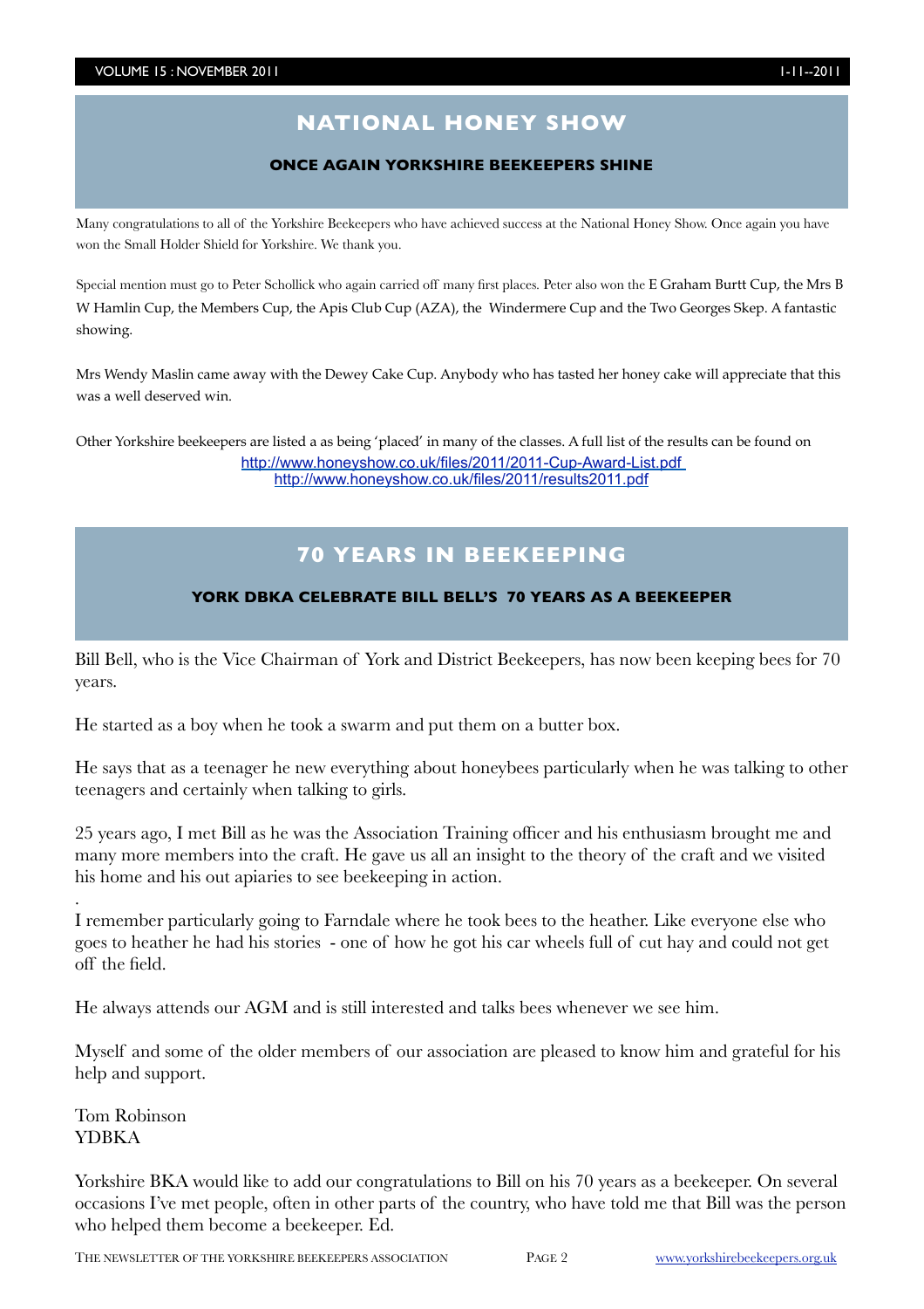# NATIONAL HONEY SHOW

## ONCE AGAIN YORKSHIRE BEEKEEPERS SHINE

Many congratulations to all of the Yorkshire Beekeepers who have achieved success at the National Honey Show. Once again you have won the Small Holder Shield for Yorkshire. We thank you.

Special mention must go to Peter Schollick who again carried off many first places. Peter also won the E Graham Burtt Cup, the Mrs B W Hamlin Cup, the Members Cup, the Apis Club Cup (AZA), the Windermere Cup and the Two Georges Skep. A fantastic showing.

Mrs Wendy Maslin came away with the Dewey Cake Cup. Anybody who has tasted her honey cake will appreciate that this was a well deserved win.

Other Yorkshire beekeepers are listed a as being 'placed' in many of the classes. A full list of the results can be found on

http://www.honeyshow.co.uk/files/2011/2011-Cup-Award-List.pdf
http://www.honeyshow.co.uk/files/2011/results2011.pdf

# 70 YEARS IN BEEKEEPING

## YORK DBKA CELEBRATE BILL BELL'S 70 YEARS AS A BEEKEEPER

Bill Bell, who is the Vice Chairman of York and District Beekeepers, has now been keeping bees for 70 years.

He started as a boy when he took a swarm and put them on a butter box.

He says that as a teenager he new everything about honeybees particularly when he was talking to other teenagers and certainly when talking to girls.

25 years ago, I met Bill as he was the Association Training officer and his enthusiasm brought me and many more members into the craft. He gave us all an insight to the theory of the craft and we visited his home and his out apiaries to see beekeeping in action.

I remember particularly going to Farndale where he took bees to the heather. Like everyone else who goes to heather he had his stories - one of how he got his car wheels full of cut hay and could not get off the field.

He always attends our AGM and is still interested and talks bees whenever we see him.

Myself and some of the older members of our association are pleased to know him and grateful for his help and support.

Tom Robinson
YDBKA

Yorkshire BKA would like to add our congratulations to Bill on his 70 years as a beekeeper. On several occasions I've met people, often in other parts of the country, who have told me that Bill was the person who helped them become a beekeeper. Ed.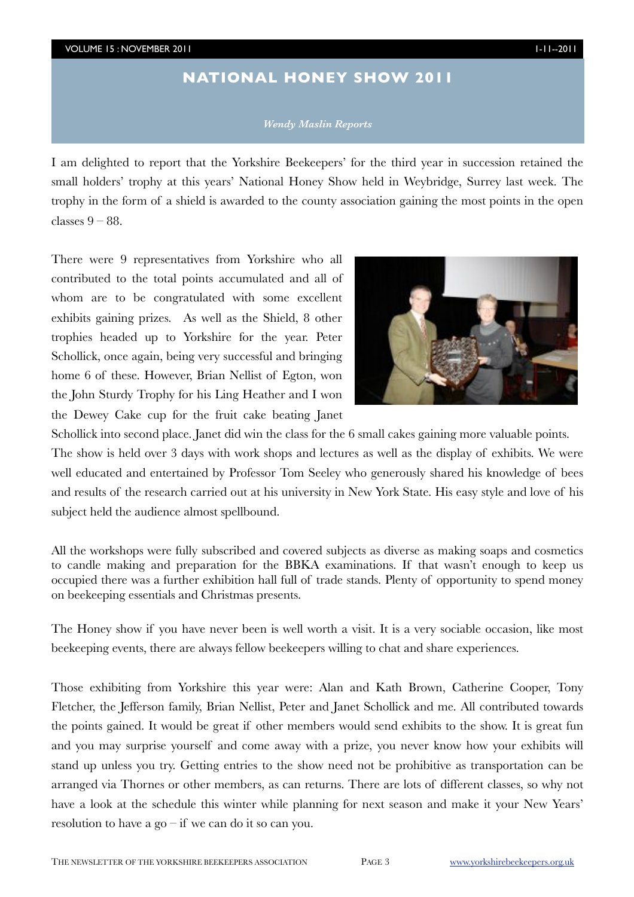# NATIONAL HONEY SHOW 2011

*Wendy Maslin Reports*

I am delighted to report that the Yorkshire Beekeepers' for the third year in succession retained the small holders' trophy at this years' National Honey Show held in Weybridge, Surrey last week. The trophy in the form of a shield is awarded to the county association gaining the most points in the open classes 9 – 88.

There were 9 representatives from Yorkshire who all contributed to the total points accumulated and all of whom are to be congratulated with some excellent exhibits gaining prizes. As well as the Shield, 8 other trophies headed up to Yorkshire for the year. Peter Schollick, once again, being very successful and bringing home 6 of these. However, Brian Nellist of Egton, won the John Sturdy Trophy for his Ling Heather and I won the Dewey Cake cup for the fruit cake beating Janet Schollick into second place. Janet did win the class for the 6 small cakes gaining more valuable points. The show is held over 3 days with work shops and lectures as well as the display of exhibits. We were well educated and entertained by Professor Tom Seeley who generously shared his knowledge of bees and results of the research carried out at his university in New York State. His easy style and love of his subject held the audience almost spellbound.

All the workshops were fully subscribed and covered subjects as diverse as making soaps and cosmetics to candle making and preparation for the BBKA examinations. If that wasn't enough to keep us occupied there was a further exhibition hall full of trade stands. Plenty of opportunity to spend money on beekeeping essentials and Christmas presents.

The Honey show if you have never been is well worth a visit. It is a very sociable occasion, like most beekeeping events, there are always fellow beekeepers willing to chat and share experiences.

Those exhibiting from Yorkshire this year were: Alan and Kath Brown, Catherine Cooper, Tony Fletcher, the Jefferson family, Brian Nellist, Peter and Janet Schollick and me. All contributed towards the points gained. It would be great if other members would send exhibits to the show. It is great fun and you may surprise yourself and come away with a prize, you never know how your exhibits will stand up unless you try. Getting entries to the show need not be prohibitive as transportation can be arranged via Thornes or other members, as can returns. There are lots of different classes, so why not have a look at the schedule this winter while planning for next season and make it your New Years' resolution to have a go – if we can do it so can you.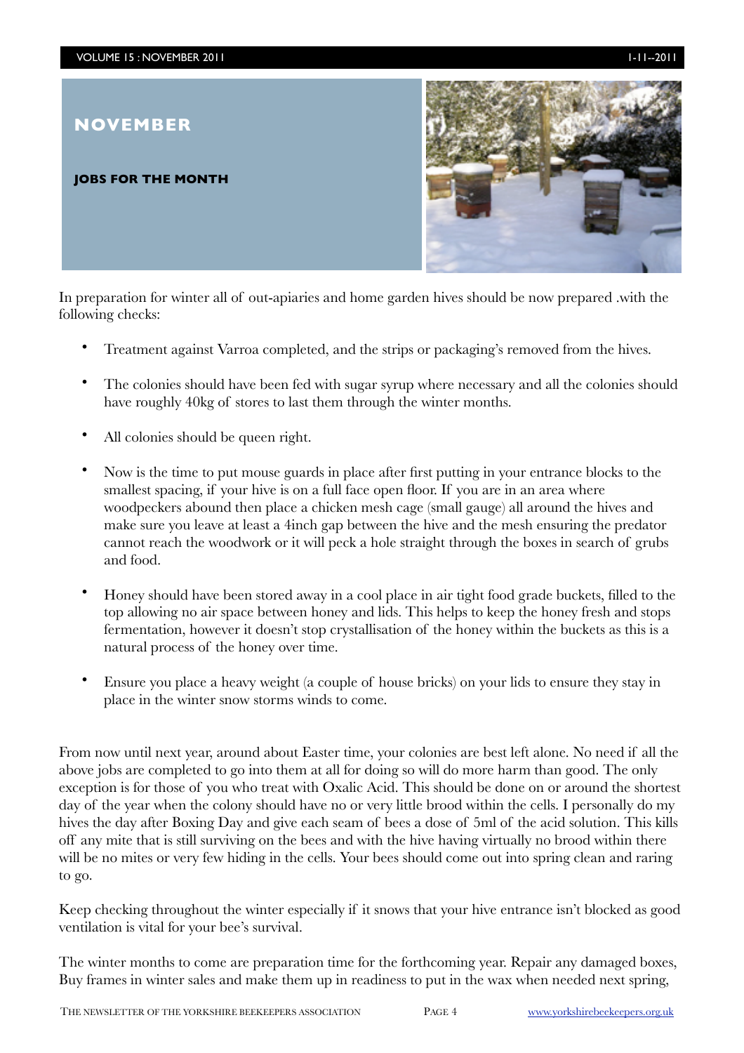# NOVEMBER

## JOBS FOR THE MONTH

In preparation for winter all of out-apiaries and home garden hives should be now prepared .with the following checks:

- Treatment against Varroa completed, and the strips or packaging's removed from the hives.
- The colonies should have been fed with sugar syrup where necessary and all the colonies should have roughly 40kg of stores to last them through the winter months.
- All colonies should be queen right.
- Now is the time to put mouse guards in place after first putting in your entrance blocks to the smallest spacing, if your hive is on a full face open floor. If you are in an area where woodpeckers abound then place a chicken mesh cage (small gauge) all around the hives and make sure you leave at least a 4inch gap between the hive and the mesh ensuring the predator cannot reach the woodwork or it will peck a hole straight through the boxes in search of grubs and food.
- Honey should have been stored away in a cool place in air tight food grade buckets, filled to the top allowing no air space between honey and lids. This helps to keep the honey fresh and stops fermentation, however it doesn't stop crystallisation of the honey within the buckets as this is a natural process of the honey over time.
- Ensure you place a heavy weight (a couple of house bricks) on your lids to ensure they stay in place in the winter snow storms winds to come.

From now until next year, around about Easter time, your colonies are best left alone. No need if all the above jobs are completed to go into them at all for doing so will do more harm than good. The only exception is for those of you who treat with Oxalic Acid. This should be done on or around the shortest day of the year when the colony should have no or very little brood within the cells. I personally do my hives the day after Boxing Day and give each seam of bees a dose of 5ml of the acid solution. This kills off any mite that is still surviving on the bees and with the hive having virtually no brood within there will be no mites or very few hiding in the cells. Your bees should come out into spring clean and raring to go.

Keep checking throughout the winter especially if it snows that your hive entrance isn't blocked as good ventilation is vital for your bee's survival.

The winter months to come are preparation time for the forthcoming year. Repair any damaged boxes, Buy frames in winter sales and make them up in readiness to put in the wax when needed next spring,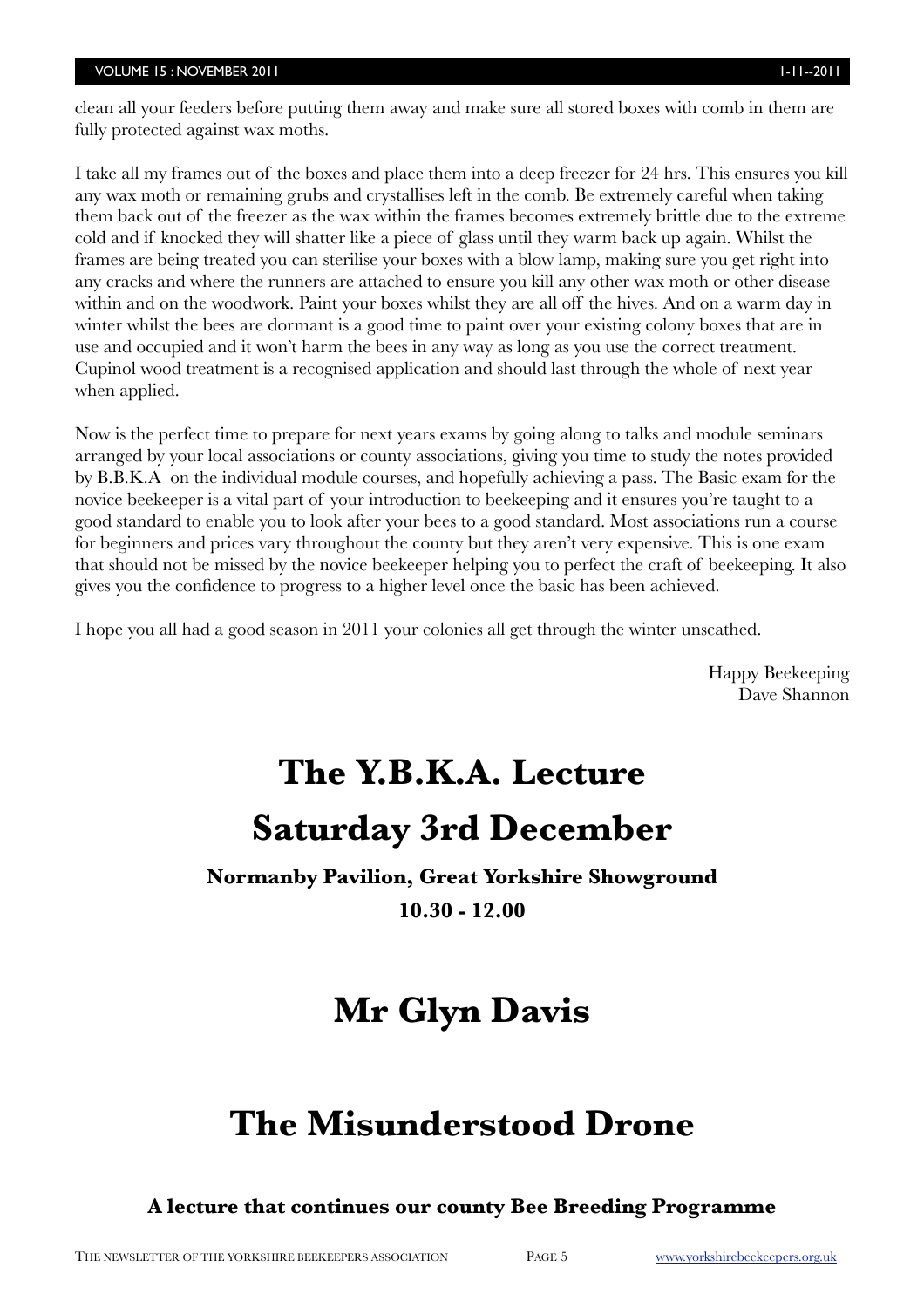clean all your feeders before putting them away and make sure all stored boxes with comb in them are fully protected against wax moths.

I take all my frames out of the boxes and place them into a deep freezer for 24 hrs. This ensures you kill any wax moth or remaining grubs and crystallises left in the comb. Be extremely careful when taking them back out of the freezer as the wax within the frames becomes extremely brittle due to the extreme cold and if knocked they will shatter like a piece of glass until they warm back up again. Whilst the frames are being treated you can sterilise your boxes with a blow lamp, making sure you get right into any cracks and where the runners are attached to ensure you kill any other wax moth or other disease within and on the woodwork. Paint your boxes whilst they are all off the hives. And on a warm day in winter whilst the bees are dormant is a good time to paint over your existing colony boxes that are in use and occupied and it won't harm the bees in any way as long as you use the correct treatment. Cupinol wood treatment is a recognised application and should last through the whole of next year when applied.

Now is the perfect time to prepare for next years exams by going along to talks and module seminars arranged by your local associations or county associations, giving you time to study the notes provided by B.B.K.A on the individual module courses, and hopefully achieving a pass. The Basic exam for the novice beekeeper is a vital part of your introduction to beekeeping and it ensures you're taught to a good standard to enable you to look after your bees to a good standard. Most associations run a course for beginners and prices vary throughout the county but they aren't very expensive. This is one exam that should not be missed by the novice beekeeper helping you to perfect the craft of beekeeping. It also gives you the confidence to progress to a higher level once the basic has been achieved.

I hope you all had a good season in 2011 your colonies all get through the winter unscathed.

Happy Beekeeping
Dave Shannon

# The Y.B.K.A. Lecture

# Saturday 3rd December

**Normanby Pavilion, Great Yorkshire Showground**

**10.30 - 12.00**

# Mr Glyn Davis

# The Misunderstood Drone

**A lecture that continues our county Bee Breeding Programme**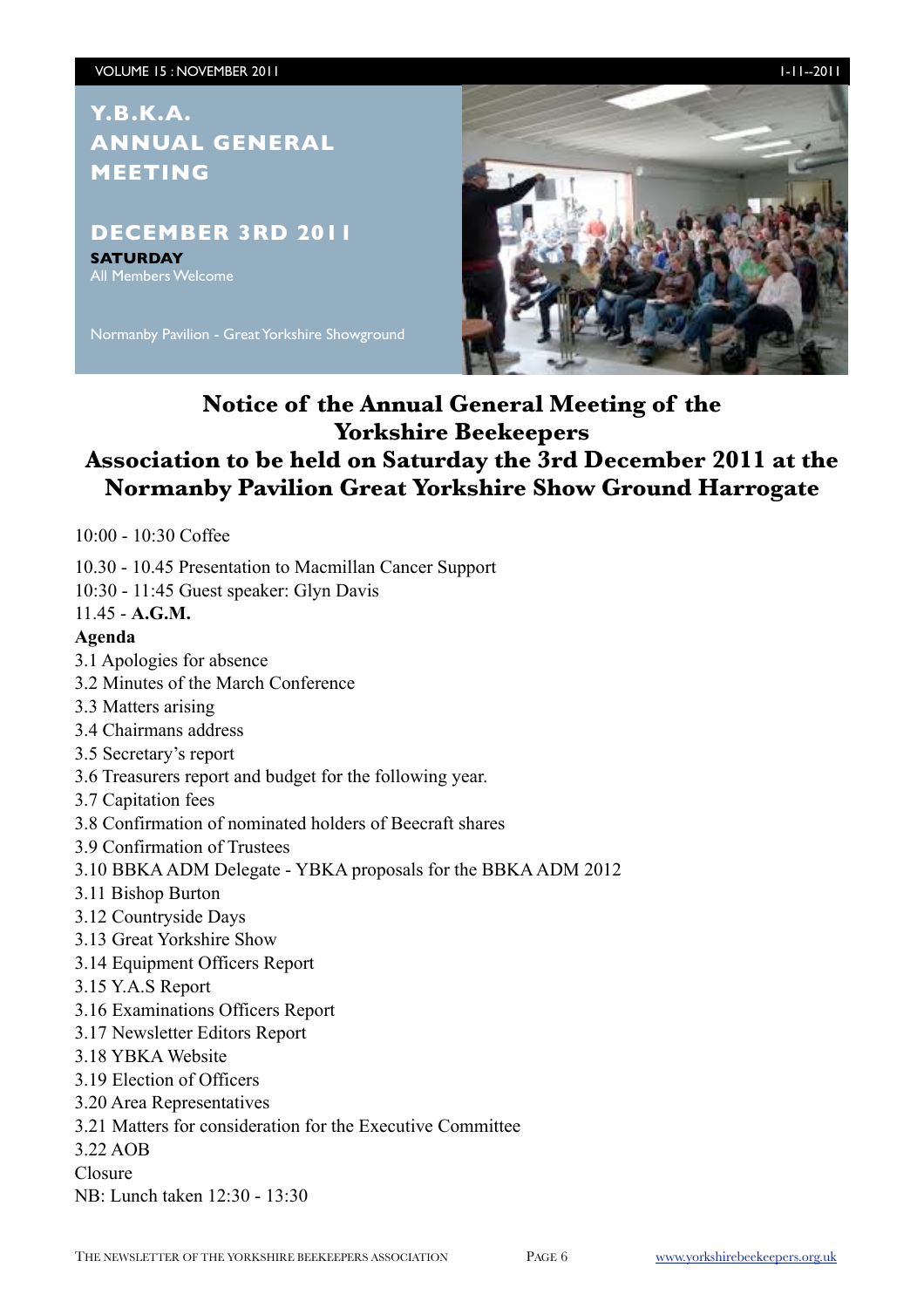## Y.B.K.A. ANNUAL GENERAL MEETING

### DECEMBER 3RD 2011

**SATURDAY**

All Members Welcome

Normanby Pavilion - Great Yorkshire Showground

# Notice of the Annual General Meeting of the Yorkshire Beekeepers Association to be held on Saturday the 3rd December 2011 at the Normanby Pavilion Great Yorkshire Show Ground Harrogate

10:00 - 10:30 Coffee

10.30 - 10.45 Presentation to Macmillan Cancer Support

10:30 - 11:45 Guest speaker: Glyn Davis

11.45 - **A.G.M.**

**Agenda**

3.1 Apologies for absence

3.2 Minutes of the March Conference

3.3 Matters arising

3.4 Chairmans address

3.5 Secretary's report

3.6 Treasurers report and budget for the following year.

3.7 Capitation fees

3.8 Confirmation of nominated holders of Beecraft shares

3.9 Confirmation of Trustees

3.10 BBKA ADM Delegate - YBKA proposals for the BBKA ADM 2012

3.11 Bishop Burton

3.12 Countryside Days

3.13 Great Yorkshire Show

3.14 Equipment Officers Report

3.15 Y.A.S Report

3.16 Examinations Officers Report

3.17 Newsletter Editors Report

3.18 YBKA Website

3.19 Election of Officers

3.20 Area Representatives

3.21 Matters for consideration for the Executive Committee

3.22 AOB

Closure

NB: Lunch taken 12:30 - 13:30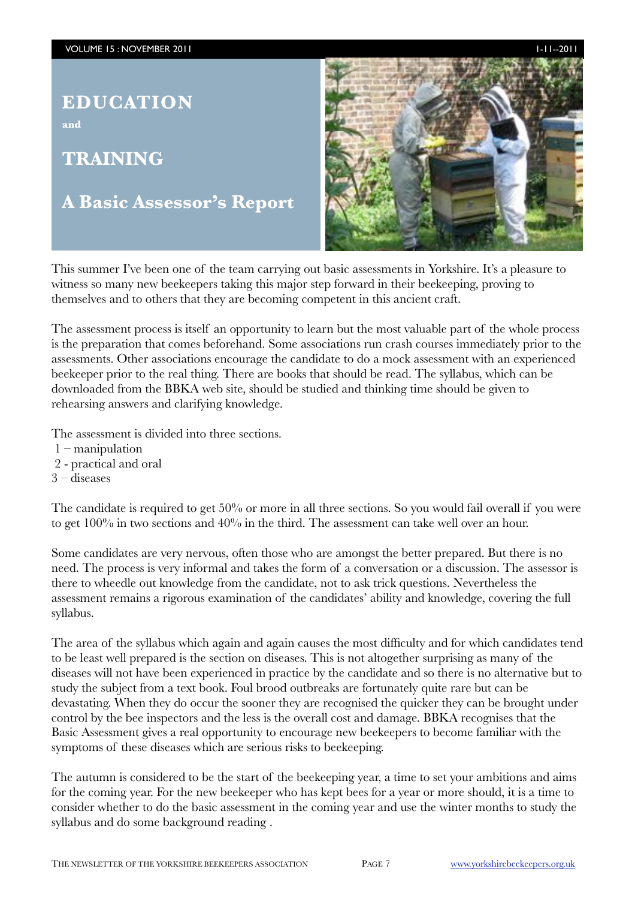# EDUCATION

and

# TRAINING

## A Basic Assessor's Report

This summer I've been one of the team carrying out basic assessments in Yorkshire. It's a pleasure to witness so many new beekeepers taking this major step forward in their beekeeping, proving to themselves and to others that they are becoming competent in this ancient craft.

The assessment process is itself an opportunity to learn but the most valuable part of the whole process is the preparation that comes beforehand. Some associations run crash courses immediately prior to the assessments. Other associations encourage the candidate to do a mock assessment with an experienced beekeeper prior to the real thing. There are books that should be read. The syllabus, which can be downloaded from the BBKA web site, should be studied and thinking time should be given to rehearsing answers and clarifying knowledge.

The assessment is divided into three sections.

1 – manipulation
2 - practical and oral
3 – diseases

The candidate is required to get 50% or more in all three sections. So you would fail overall if you were to get 100% in two sections and 40% in the third. The assessment can take well over an hour.

Some candidates are very nervous, often those who are amongst the better prepared. But there is no need. The process is very informal and takes the form of a conversation or a discussion. The assessor is there to wheedle out knowledge from the candidate, not to ask trick questions. Nevertheless the assessment remains a rigorous examination of the candidates' ability and knowledge, covering the full syllabus.

The area of the syllabus which again and again causes the most difficulty and for which candidates tend to be least well prepared is the section on diseases. This is not altogether surprising as many of the diseases will not have been experienced in practice by the candidate and so there is no alternative but to study the subject from a text book. Foul brood outbreaks are fortunately quite rare but can be devastating. When they do occur the sooner they are recognised the quicker they can be brought under control by the bee inspectors and the less is the overall cost and damage. BBKA recognises that the Basic Assessment gives a real opportunity to encourage new beekeepers to become familiar with the symptoms of these diseases which are serious risks to beekeeping.

The autumn is considered to be the start of the beekeeping year, a time to set your ambitions and aims for the coming year. For the new beekeeper who has kept bees for a year or more should, it is a time to consider whether to do the basic assessment in the coming year and use the winter months to study the syllabus and do some background reading .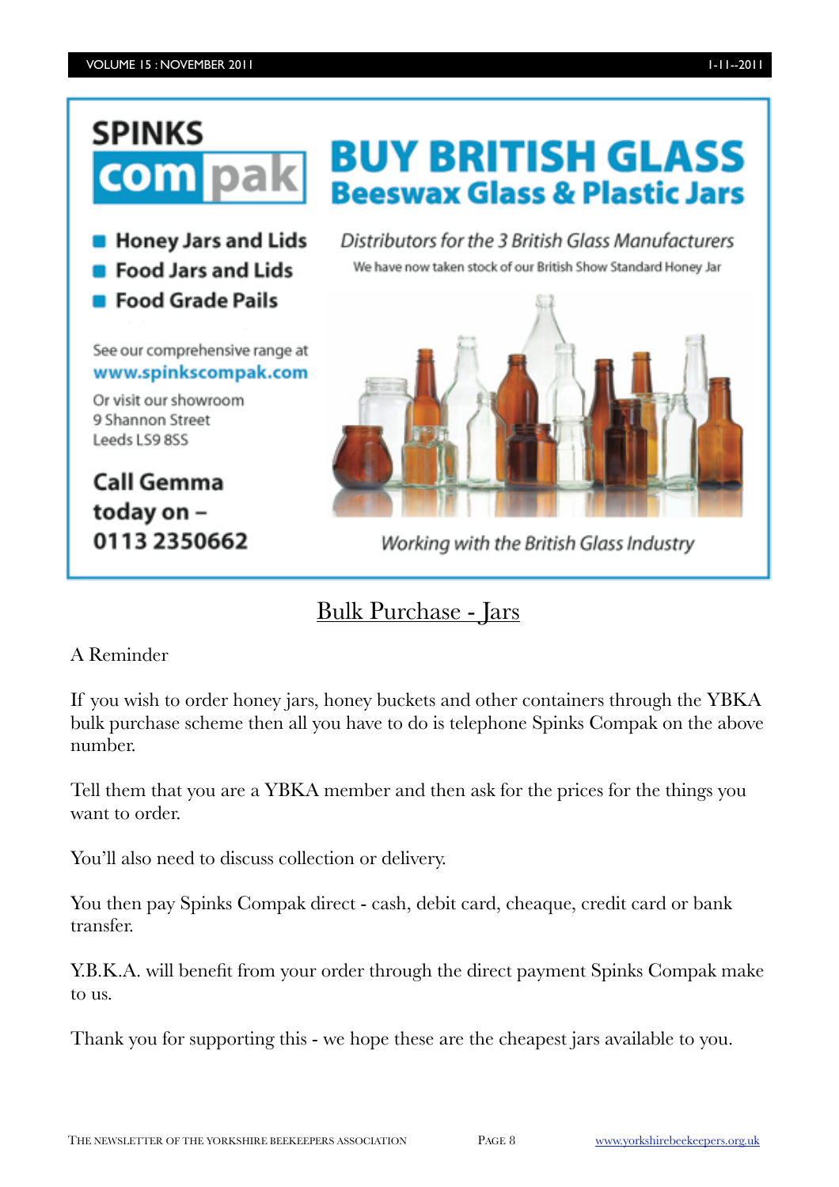SPINKS compak

# BUY BRITISH GLASS
## Beeswax Glass & Plastic Jars

- Honey Jars and Lids
- Food Jars and Lids
- Food Grade Pails

*Distributors for the 3 British Glass Manufacturers*

We have now taken stock of our British Show Standard Honey Jar

See our comprehensive range at
**www.spinkscompak.com**

Or visit our showroom
9 Shannon Street
Leeds LS9 8SS

**Call Gemma today on – 0113 2350662**

*Working with the British Glass Industry*

## Bulk Purchase - Jars

A Reminder

If you wish to order honey jars, honey buckets and other containers through the YBKA bulk purchase scheme then all you have to do is telephone Spinks Compak on the above number.

Tell them that you are a YBKA member and then ask for the prices for the things you want to order.

You'll also need to discuss collection or delivery.

You then pay Spinks Compak direct - cash, debit card, cheaque, credit card or bank transfer.

Y.B.K.A. will benefit from your order through the direct payment Spinks Compak make to us.

Thank you for supporting this - we hope these are the cheapest jars available to you.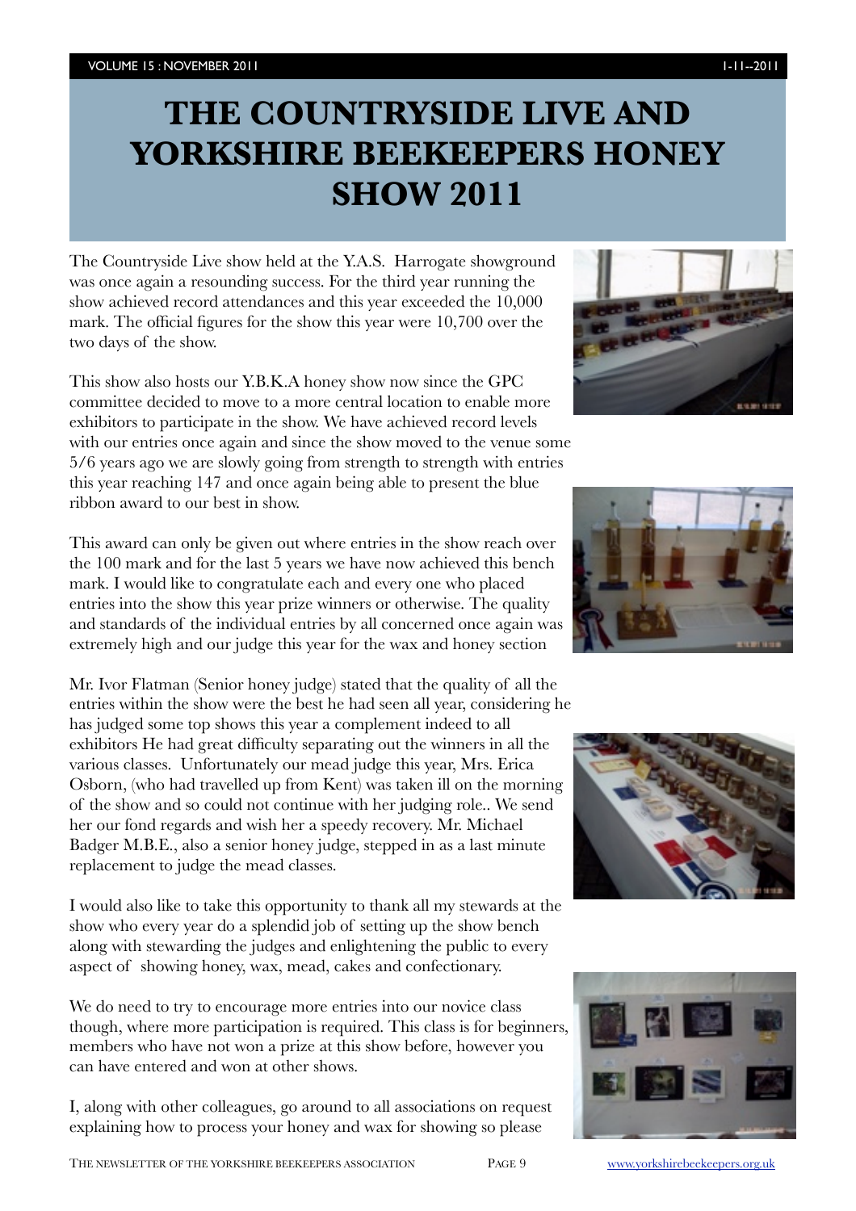# THE COUNTRYSIDE LIVE AND YORKSHIRE BEEKEEPERS HONEY SHOW 2011

The Countryside Live show held at the Y.A.S. Harrogate showground was once again a resounding success. For the third year running the show achieved record attendances and this year exceeded the 10,000 mark. The official figures for the show this year were 10,700 over the two days of the show.

This show also hosts our Y.B.K.A honey show now since the GPC committee decided to move to a more central location to enable more exhibitors to participate in the show. We have achieved record levels with our entries once again and since the show moved to the venue some 5/6 years ago we are slowly going from strength to strength with entries this year reaching 147 and once again being able to present the blue ribbon award to our best in show.

This award can only be given out where entries in the show reach over the 100 mark and for the last 5 years we have now achieved this bench mark. I would like to congratulate each and every one who placed entries into the show this year prize winners or otherwise. The quality and standards of the individual entries by all concerned once again was extremely high and our judge this year for the wax and honey section

Mr. Ivor Flatman (Senior honey judge) stated that the quality of all the entries within the show were the best he had seen all year, considering he has judged some top shows this year a complement indeed to all exhibitors He had great difficulty separating out the winners in all the various classes. Unfortunately our mead judge this year, Mrs. Erica Osborn, (who had travelled up from Kent) was taken ill on the morning of the show and so could not continue with her judging role.. We send her our fond regards and wish her a speedy recovery. Mr. Michael Badger M.B.E., also a senior honey judge, stepped in as a last minute replacement to judge the mead classes.

I would also like to take this opportunity to thank all my stewards at the show who every year do a splendid job of setting up the show bench along with stewarding the judges and enlightening the public to every aspect of showing honey, wax, mead, cakes and confectionary.

We do need to try to encourage more entries into our novice class though, where more participation is required. This class is for beginners, members who have not won a prize at this show before, however you can have entered and won at other shows.

I, along with other colleagues, go around to all associations on request explaining how to process your honey and wax for showing so please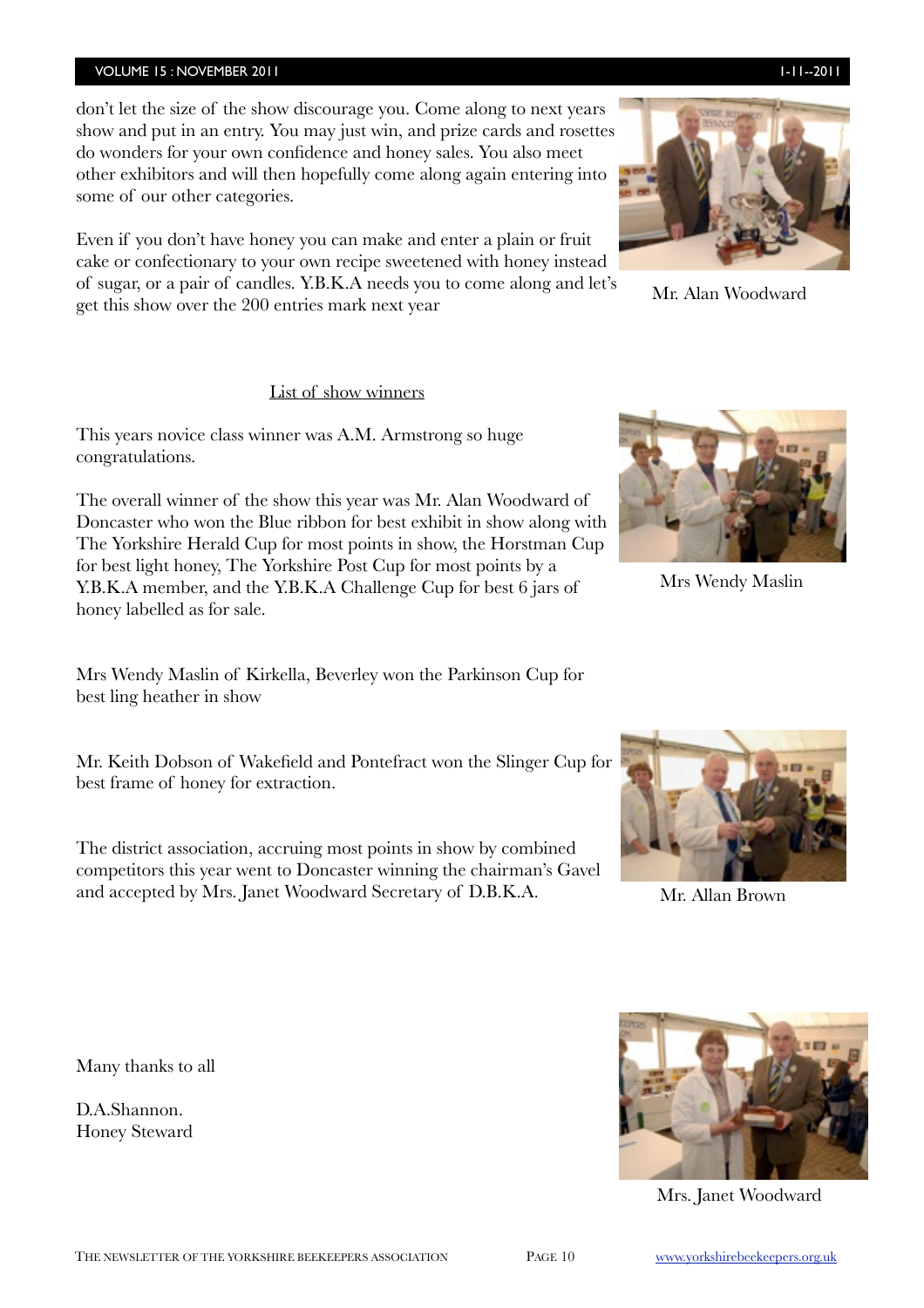don't let the size of the show discourage you. Come along to next years show and put in an entry. You may just win, and prize cards and rosettes do wonders for your own confidence and honey sales. You also meet other exhibitors and will then hopefully come along again entering into some of our other categories.

Even if you don't have honey you can make and enter a plain or fruit cake or confectionary to your own recipe sweetened with honey instead of sugar, or a pair of candles. Y.B.K.A needs you to come along and let's get this show over the 200 entries mark next year

Mr. Alan Woodward

List of show winners

This years novice class winner was A.M. Armstrong so huge congratulations.

The overall winner of the show this year was Mr. Alan Woodward of Doncaster who won the Blue ribbon for best exhibit in show along with The Yorkshire Herald Cup for most points in show, the Horstman Cup for best light honey, The Yorkshire Post Cup for most points by a Y.B.K.A member, and the Y.B.K.A Challenge Cup for best 6 jars of honey labelled as for sale.

Mrs Wendy Maslin

Mrs Wendy Maslin of Kirkella, Beverley won the Parkinson Cup for best ling heather in show

Mr. Keith Dobson of Wakefield and Pontefract won the Slinger Cup for best frame of honey for extraction.

The district association, accruing most points in show by combined competitors this year went to Doncaster winning the chairman's Gavel and accepted by Mrs. Janet Woodward Secretary of D.B.K.A.

Mr. Allan Brown

Many thanks to all

D.A.Shannon.
Honey Steward

Mrs. Janet Woodward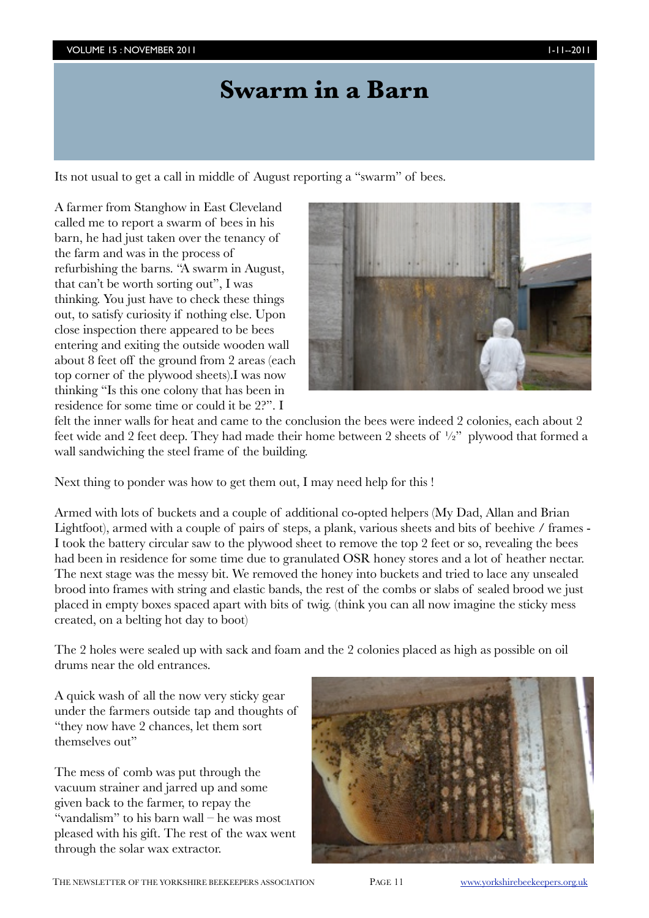# Swarm in a Barn

Its not usual to get a call in middle of August reporting a "swarm" of bees.

A farmer from Stanghow in East Cleveland called me to report a swarm of bees in his barn, he had just taken over the tenancy of the farm and was in the process of refurbishing the barns. "A swarm in August, that can't be worth sorting out", I was thinking. You just have to check these things out, to satisfy curiosity if nothing else. Upon close inspection there appeared to be bees entering and exiting the outside wooden wall about 8 feet off the ground from 2 areas (each top corner of the plywood sheets).I was now thinking "Is this one colony that has been in residence for some time or could it be 2?". I felt the inner walls for heat and came to the conclusion the bees were indeed 2 colonies, each about 2 feet wide and 2 feet deep. They had made their home between 2 sheets of ½" plywood that formed a wall sandwiching the steel frame of the building.

Next thing to ponder was how to get them out, I may need help for this !

Armed with lots of buckets and a couple of additional co-opted helpers (My Dad, Allan and Brian Lightfoot), armed with a couple of pairs of steps, a plank, various sheets and bits of beehive / frames - I took the battery circular saw to the plywood sheet to remove the top 2 feet or so, revealing the bees had been in residence for some time due to granulated OSR honey stores and a lot of heather nectar. The next stage was the messy bit. We removed the honey into buckets and tried to lace any unsealed brood into frames with string and elastic bands, the rest of the combs or slabs of sealed brood we just placed in empty boxes spaced apart with bits of twig. (think you can all now imagine the sticky mess created, on a belting hot day to boot)

The 2 holes were sealed up with sack and foam and the 2 colonies placed as high as possible on oil drums near the old entrances.

A quick wash of all the now very sticky gear under the farmers outside tap and thoughts of "they now have 2 chances, let them sort themselves out"

The mess of comb was put through the vacuum strainer and jarred up and some given back to the farmer, to repay the "vandalism" to his barn wall – he was most pleased with his gift. The rest of the wax went through the solar wax extractor.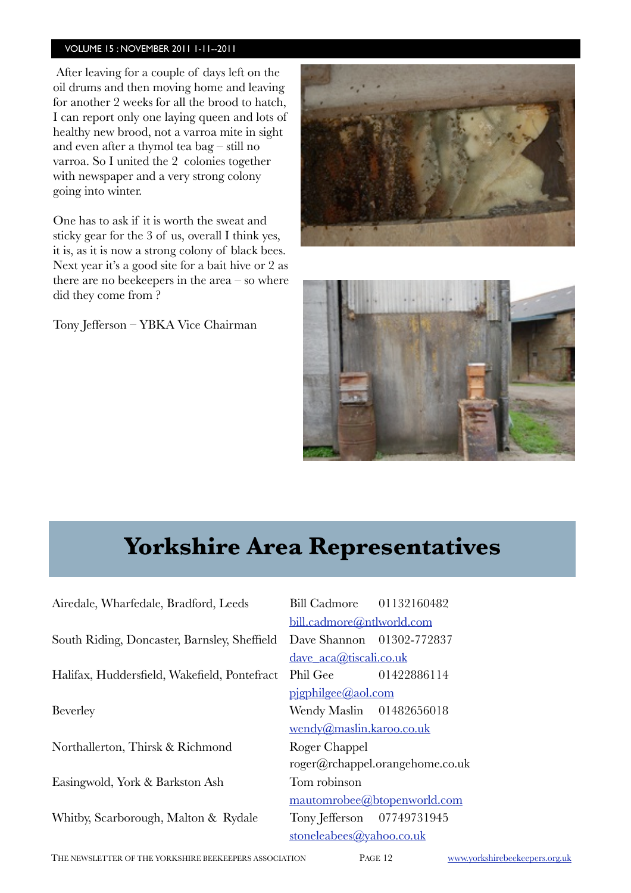After leaving for a couple of days left on the oil drums and then moving home and leaving for another 2 weeks for all the brood to hatch, I can report only one laying queen and lots of healthy new brood, not a varroa mite in sight and even after a thymol tea bag – still no varroa. So I united the 2 colonies together with newspaper and a very strong colony going into winter.

One has to ask if it is worth the sweat and sticky gear for the 3 of us, overall I think yes, it is, as it is now a strong colony of black bees. Next year it's a good site for a bait hive or 2 as there are no beekeepers in the area – so where did they come from ?

Tony Jefferson – YBKA Vice Chairman

# Yorkshire Area Representatives

| Area | Representative |
| --- | --- |
| Airedale, Wharfedale, Bradford, Leeds | Bill Cadmore 01132160482 bill.cadmore@ntlworld.com |
| South Riding, Doncaster, Barnsley, Sheffield | Dave Shannon 01302-772837 dave_aca@tiscali.co.uk |
| Halifax, Huddersfield, Wakefield, Pontefract | Phil Gee 01422886114 pjgphilgee@aol.com |
| Beverley | Wendy Maslin 01482656018 wendy@maslin.karoo.co.uk |
| Northallerton, Thirsk & Richmond | Roger Chappel roger@rchappel.orangehome.co.uk |
| Easingwold, York & Barkston Ash | Tom robinson mautomrobee@btopenworld.com |
| Whitby, Scarborough, Malton & Rydale | Tony Jefferson 07749731945 stoneleabees@yahoo.co.uk |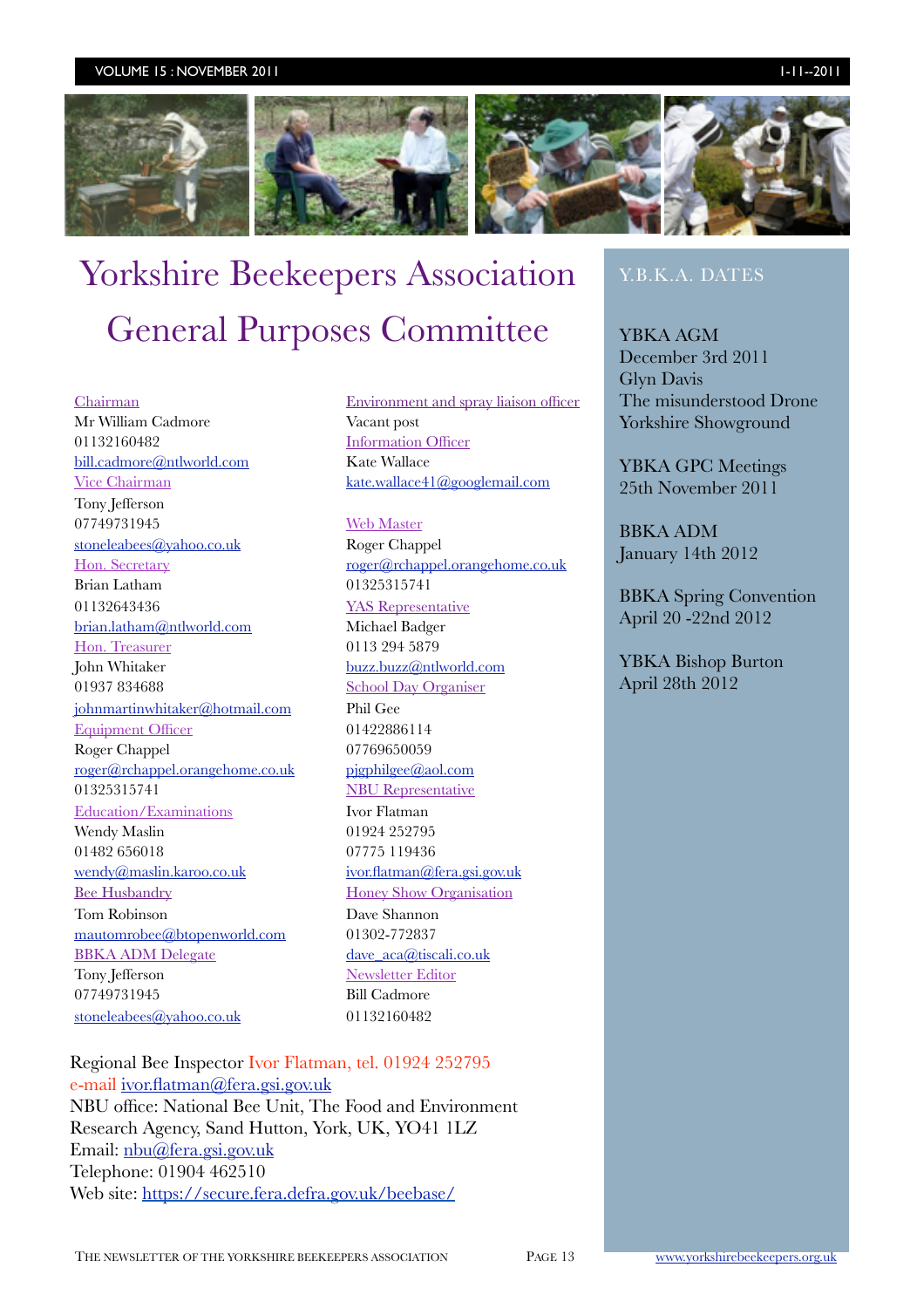# Yorkshire Beekeepers Association General Purposes Committee

Chairman
Mr William Cadmore
01132160482
bill.cadmore@ntlworld.com

Vice Chairman
Tony Jefferson
07749731945
stoneleabees@yahoo.co.uk

Hon. Secretary
Brian Latham
01132643436
brian.latham@ntlworld.com

Hon. Treasurer
John Whitaker
01937 834688
johnmartinwhitaker@hotmail.com

Equipment Officer
Roger Chappel
roger@rchappel.orangehome.co.uk
01325315741

Education/Examinations
Wendy Maslin
01482 656018
wendy@maslin.karoo.co.uk

Bee Husbandry
Tom Robinson
mautomrobee@btopenworld.com

BBKA ADM Delegate
Tony Jefferson
07749731945
stoneleabees@yahoo.co.uk

Environment and spray liaison officer
Vacant post

Information Officer
Kate Wallace
kate.wallace41@googlemail.com

Web Master
Roger Chappel
roger@rchappel.orangehome.co.uk
01325315741

YAS Representative
Michael Badger
0113 294 5879
buzz.buzz@ntlworld.com

School Day Organiser
Phil Gee
01422886114
07769650059
pjgphilgee@aol.com

NBU Representative
Ivor Flatman
01924 252795
07775 119436
ivor.flatman@fera.gsi.gov.uk

Honey Show Organisation
Dave Shannon
01302-772837
dave_aca@tiscali.co.uk

Newsletter Editor
Bill Cadmore
01132160482

Regional Bee Inspector Ivor Flatman, tel. 01924 252795
e-mail ivor.flatman@fera.gsi.gov.uk
NBU office: National Bee Unit, The Food and Environment Research Agency, Sand Hutton, York, UK, YO41 1LZ
Email: nbu@fera.gsi.gov.uk
Telephone: 01904 462510
Web site: https://secure.fera.defra.gov.uk/beebase/

## Y.B.K.A. DATES

YBKA AGM
December 3rd 2011
Glyn Davis
The misunderstood Drone
Yorkshire Showground

YBKA GPC Meetings
25th November 2011

BBKA ADM
January 14th 2012

BBKA Spring Convention
April 20 -22nd 2012

YBKA Bishop Burton
April 28th 2012